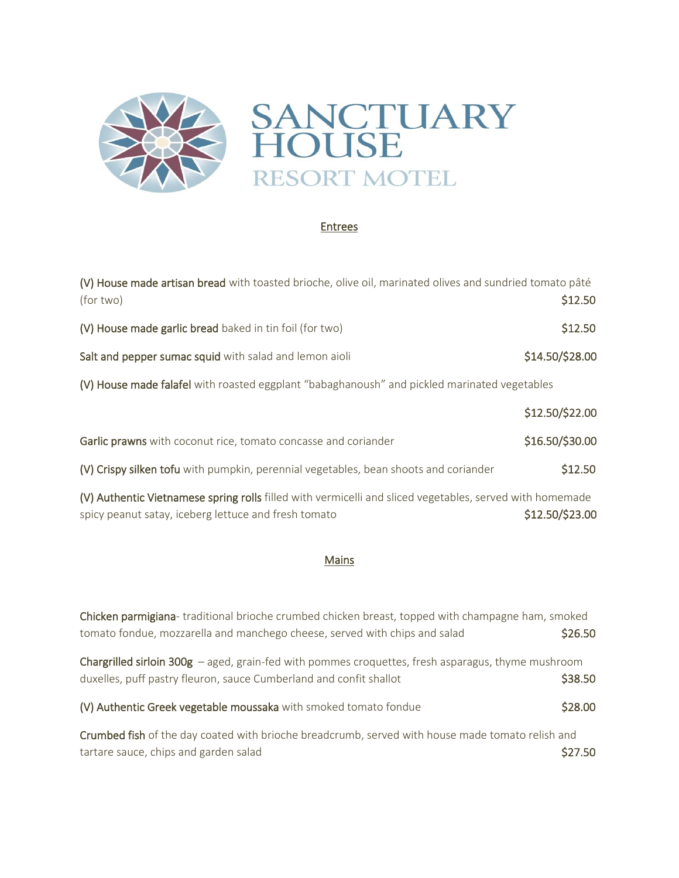# SANCTUARY HOUSE

## RESORT MOTEL

### Entrees

**(V) House made artisan bread** with toasted brioche, olive oil, marinated olives and sundried tomato pâté (for two) $12.50

**(V) House made garlic bread** baked in tin foil (for two) $12.50

**Salt and pepper sumac squid** with salad and lemon aioli $14.50/$28.00

**(V) House made falafel** with roasted eggplant "babaghanoush" and pickled marinated vegetables $12.50/$22.00

**Garlic prawns** with coconut rice, tomato concasse and coriander $16.50/$30.00

**(V) Crispy silken tofu** with pumpkin, perennial vegetables, bean shoots and coriander $12.50

**(V) Authentic Vietnamese spring rolls** filled with vermicelli and sliced vegetables, served with homemade spicy peanut satay, iceberg lettuce and fresh tomato $12.50/$23.00

### Mains

**Chicken parmigiana**- traditional brioche crumbed chicken breast, topped with champagne ham, smoked tomato fondue, mozzarella and manchego cheese, served with chips and salad $26.50

**Chargrilled sirloin 300g** – aged, grain-fed with pommes croquettes, fresh asparagus, thyme mushroom duxelles, puff pastry fleuron, sauce Cumberland and confit shallot $38.50

**(V) Authentic Greek vegetable moussaka** with smoked tomato fondue $28.00

**Crumbed fish** of the day coated with brioche breadcrumb, served with house made tomato relish and tartare sauce, chips and garden salad $27.50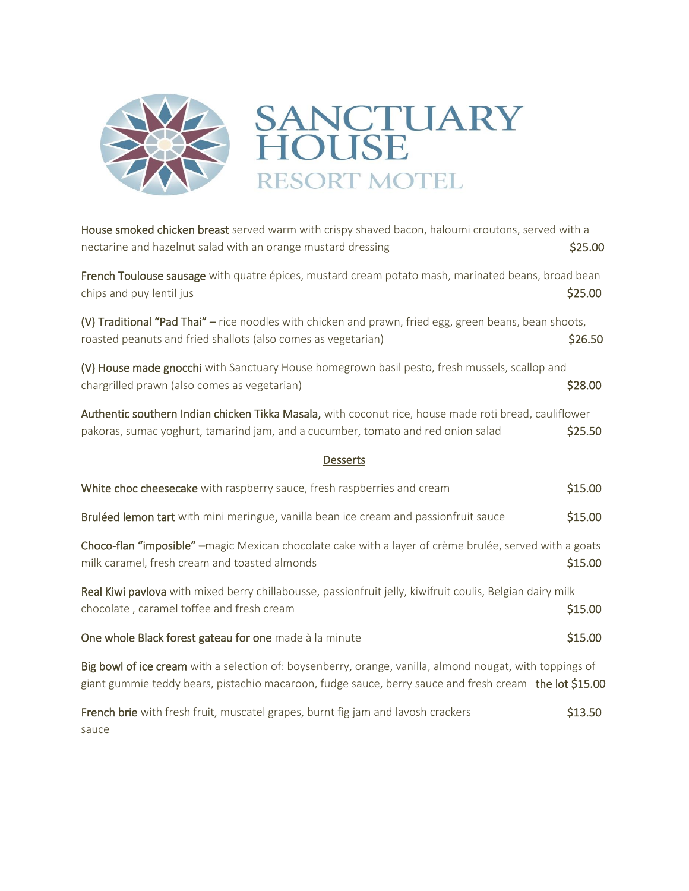# SANCTUARY HOUSE
## RESORT MOTEL

**House smoked chicken breast** served warm with crispy shaved bacon, haloumi croutons, served with a nectarine and hazelnut salad with an orange mustard dressing $25.00

**French Toulouse sausage** with quatre épices, mustard cream potato mash, marinated beans, broad bean chips and puy lentil jus $25.00

**(V) Traditional "Pad Thai" –** rice noodles with chicken and prawn, fried egg, green beans, bean shoots, roasted peanuts and fried shallots (also comes as vegetarian) $26.50

**(V) House made gnocchi** with Sanctuary House homegrown basil pesto, fresh mussels, scallop and chargrilled prawn (also comes as vegetarian) $28.00

**Authentic southern Indian chicken Tikka Masala,** with coconut rice, house made roti bread, cauliflower pakoras, sumac yoghurt, tamarind jam, and a cucumber, tomato and red onion salad $25.50

## Desserts

**White choc cheesecake** with raspberry sauce, fresh raspberries and cream $15.00

**Bruléed lemon tart** with mini meringue, vanilla bean ice cream and passionfruit sauce $15.00

**Choco-flan "imposible" –**magic Mexican chocolate cake with a layer of crème brulée, served with a goats milk caramel, fresh cream and toasted almonds $15.00

**Real Kiwi pavlova** with mixed berry chillabousse, passionfruit jelly, kiwifruit coulis, Belgian dairy milk chocolate , caramel toffee and fresh cream $15.00

**One whole Black forest gateau for one** made à la minute $15.00

**Big bowl of ice cream** with a selection of: boysenberry, orange, vanilla, almond nougat, with toppings of giant gummie teddy bears, pistachio macaroon, fudge sauce, berry sauce and fresh cream **the lot $15.00**

**French brie** with fresh fruit, muscatel grapes, burnt fig jam and lavosh crackers $13.50
sauce